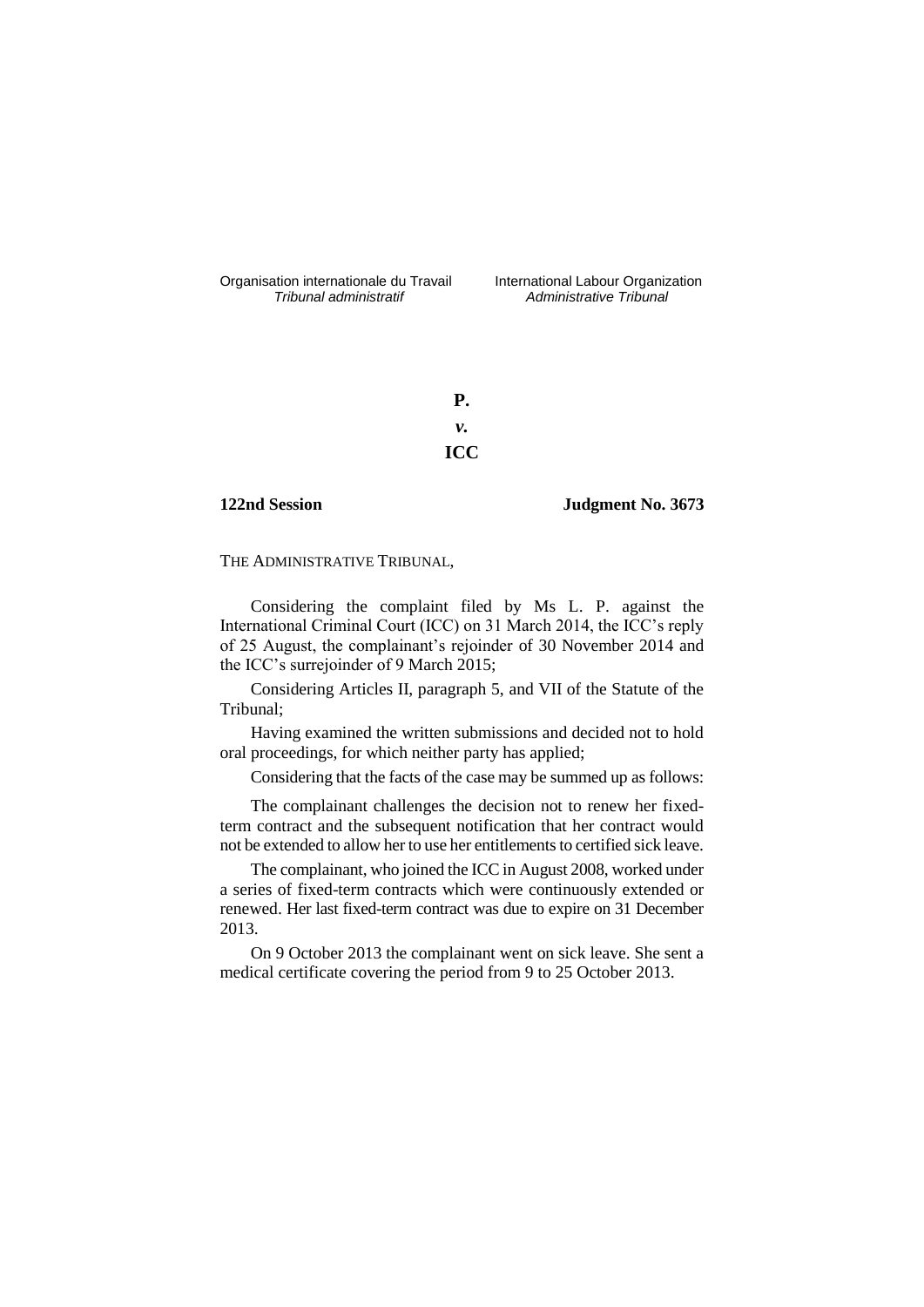Organisation internationale du Travail
*Tribunal administratif*

International Labour Organization
*Administrative Tribunal*

**P.**

***v.***

**ICC**

**122nd Session** **Judgment No. 3673**

THE ADMINISTRATIVE TRIBUNAL,

Considering the complaint filed by Ms L. P. against the International Criminal Court (ICC) on 31 March 2014, the ICC's reply of 25 August, the complainant's rejoinder of 30 November 2014 and the ICC's surrejoinder of 9 March 2015;

Considering Articles II, paragraph 5, and VII of the Statute of the Tribunal;

Having examined the written submissions and decided not to hold oral proceedings, for which neither party has applied;

Considering that the facts of the case may be summed up as follows:

The complainant challenges the decision not to renew her fixed-term contract and the subsequent notification that her contract would not be extended to allow her to use her entitlements to certified sick leave.

The complainant, who joined the ICC in August 2008, worked under a series of fixed-term contracts which were continuously extended or renewed. Her last fixed-term contract was due to expire on 31 December 2013.

On 9 October 2013 the complainant went on sick leave. She sent a medical certificate covering the period from 9 to 25 October 2013.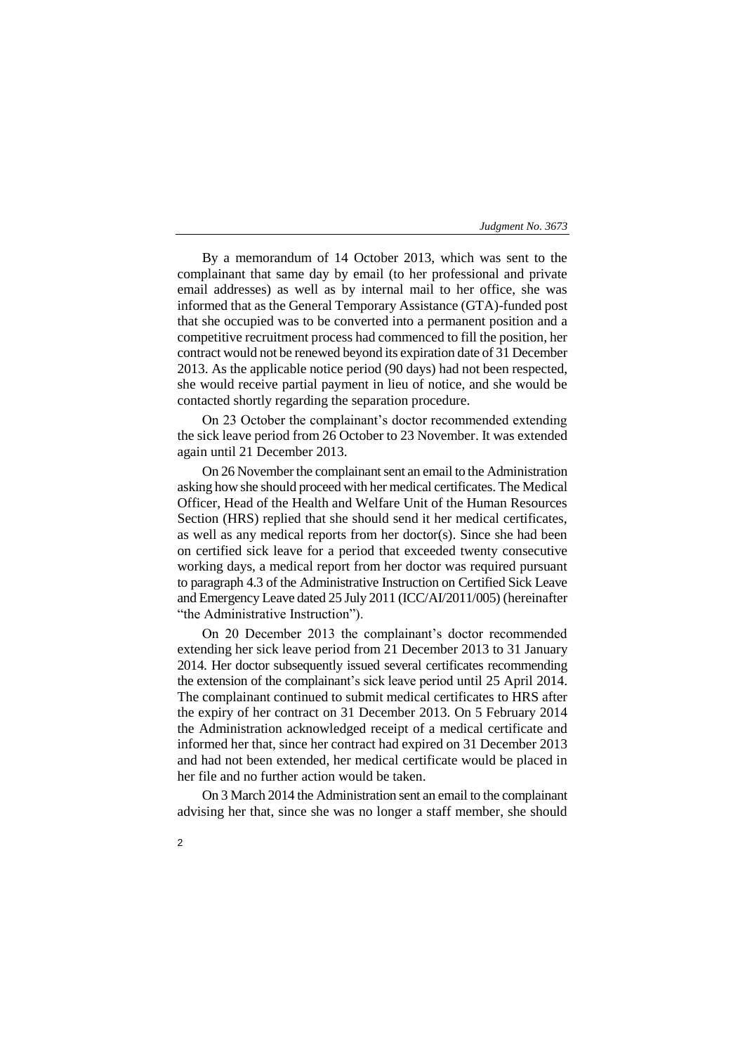By a memorandum of 14 October 2013, which was sent to the complainant that same day by email (to her professional and private email addresses) as well as by internal mail to her office, she was informed that as the General Temporary Assistance (GTA)-funded post that she occupied was to be converted into a permanent position and a competitive recruitment process had commenced to fill the position, her contract would not be renewed beyond its expiration date of 31 December 2013. As the applicable notice period (90 days) had not been respected, she would receive partial payment in lieu of notice, and she would be contacted shortly regarding the separation procedure.

On 23 October the complainant's doctor recommended extending the sick leave period from 26 October to 23 November. It was extended again until 21 December 2013.

On 26 November the complainant sent an email to the Administration asking how she should proceed with her medical certificates. The Medical Officer, Head of the Health and Welfare Unit of the Human Resources Section (HRS) replied that she should send it her medical certificates, as well as any medical reports from her doctor(s). Since she had been on certified sick leave for a period that exceeded twenty consecutive working days, a medical report from her doctor was required pursuant to paragraph 4.3 of the Administrative Instruction on Certified Sick Leave and Emergency Leave dated 25 July 2011 (ICC/AI/2011/005) (hereinafter "the Administrative Instruction").

On 20 December 2013 the complainant's doctor recommended extending her sick leave period from 21 December 2013 to 31 January 2014. Her doctor subsequently issued several certificates recommending the extension of the complainant's sick leave period until 25 April 2014. The complainant continued to submit medical certificates to HRS after the expiry of her contract on 31 December 2013. On 5 February 2014 the Administration acknowledged receipt of a medical certificate and informed her that, since her contract had expired on 31 December 2013 and had not been extended, her medical certificate would be placed in her file and no further action would be taken.

On 3 March 2014 the Administration sent an email to the complainant advising her that, since she was no longer a staff member, she should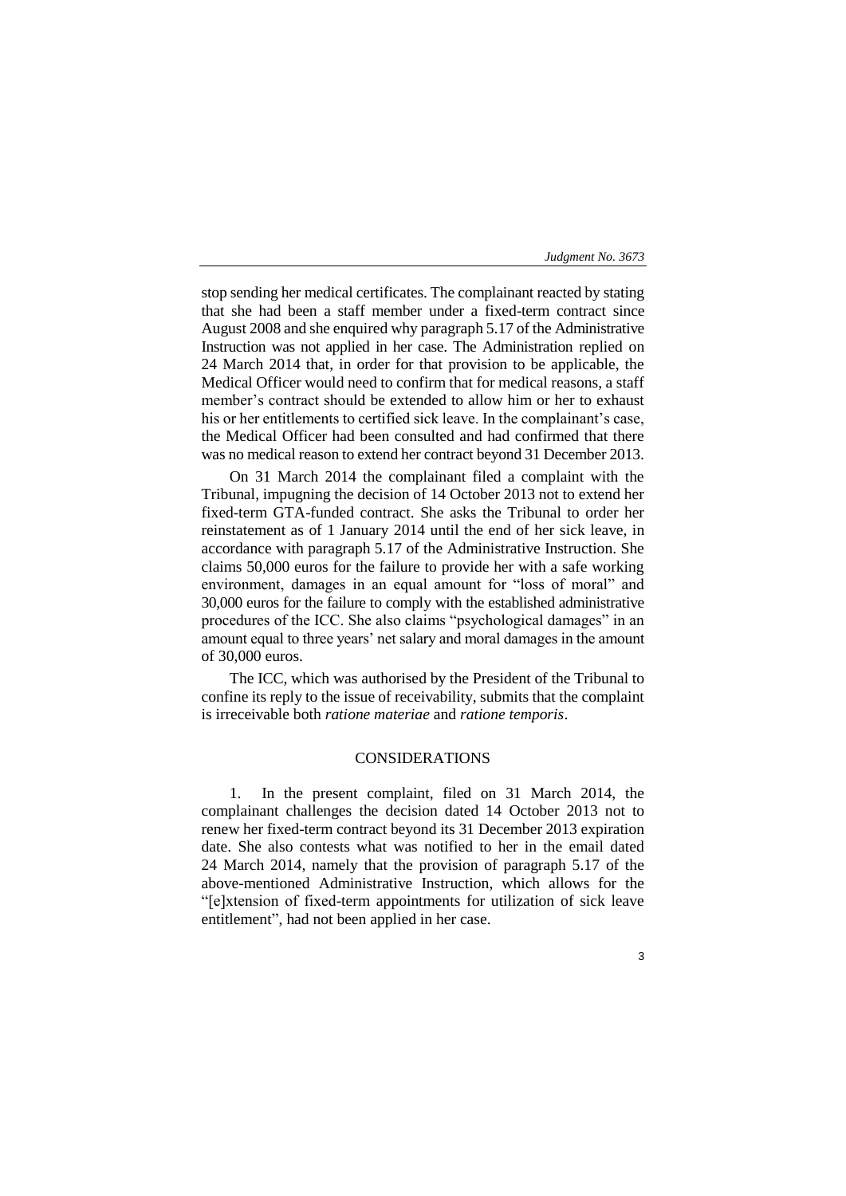stop sending her medical certificates. The complainant reacted by stating that she had been a staff member under a fixed-term contract since August 2008 and she enquired why paragraph 5.17 of the Administrative Instruction was not applied in her case. The Administration replied on 24 March 2014 that, in order for that provision to be applicable, the Medical Officer would need to confirm that for medical reasons, a staff member's contract should be extended to allow him or her to exhaust his or her entitlements to certified sick leave. In the complainant's case, the Medical Officer had been consulted and had confirmed that there was no medical reason to extend her contract beyond 31 December 2013.

On 31 March 2014 the complainant filed a complaint with the Tribunal, impugning the decision of 14 October 2013 not to extend her fixed-term GTA-funded contract. She asks the Tribunal to order her reinstatement as of 1 January 2014 until the end of her sick leave, in accordance with paragraph 5.17 of the Administrative Instruction. She claims 50,000 euros for the failure to provide her with a safe working environment, damages in an equal amount for "loss of moral" and 30,000 euros for the failure to comply with the established administrative procedures of the ICC. She also claims "psychological damages" in an amount equal to three years' net salary and moral damages in the amount of 30,000 euros.

The ICC, which was authorised by the President of the Tribunal to confine its reply to the issue of receivability, submits that the complaint is irreceivable both *ratione materiae* and *ratione temporis*.

## CONSIDERATIONS

1. In the present complaint, filed on 31 March 2014, the complainant challenges the decision dated 14 October 2013 not to renew her fixed-term contract beyond its 31 December 2013 expiration date. She also contests what was notified to her in the email dated 24 March 2014, namely that the provision of paragraph 5.17 of the above-mentioned Administrative Instruction, which allows for the "[e]xtension of fixed-term appointments for utilization of sick leave entitlement", had not been applied in her case.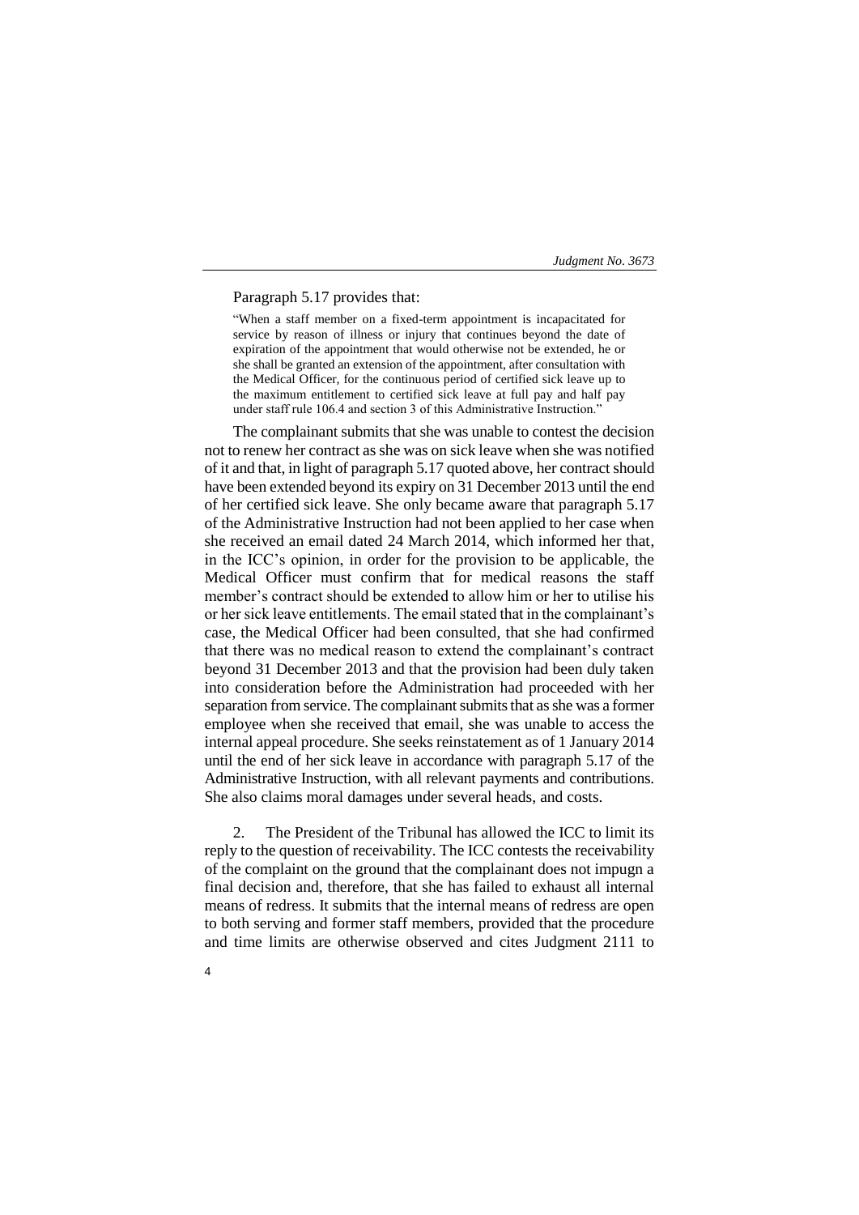Paragraph 5.17 provides that:

> "When a staff member on a fixed-term appointment is incapacitated for service by reason of illness or injury that continues beyond the date of expiration of the appointment that would otherwise not be extended, he or she shall be granted an extension of the appointment, after consultation with the Medical Officer, for the continuous period of certified sick leave up to the maximum entitlement to certified sick leave at full pay and half pay under staff rule 106.4 and section 3 of this Administrative Instruction."

The complainant submits that she was unable to contest the decision not to renew her contract as she was on sick leave when she was notified of it and that, in light of paragraph 5.17 quoted above, her contract should have been extended beyond its expiry on 31 December 2013 until the end of her certified sick leave. She only became aware that paragraph 5.17 of the Administrative Instruction had not been applied to her case when she received an email dated 24 March 2014, which informed her that, in the ICC's opinion, in order for the provision to be applicable, the Medical Officer must confirm that for medical reasons the staff member's contract should be extended to allow him or her to utilise his or her sick leave entitlements. The email stated that in the complainant's case, the Medical Officer had been consulted, that she had confirmed that there was no medical reason to extend the complainant's contract beyond 31 December 2013 and that the provision had been duly taken into consideration before the Administration had proceeded with her separation from service. The complainant submits that as she was a former employee when she received that email, she was unable to access the internal appeal procedure. She seeks reinstatement as of 1 January 2014 until the end of her sick leave in accordance with paragraph 5.17 of the Administrative Instruction, with all relevant payments and contributions. She also claims moral damages under several heads, and costs.

2. The President of the Tribunal has allowed the ICC to limit its reply to the question of receivability. The ICC contests the receivability of the complaint on the ground that the complainant does not impugn a final decision and, therefore, that she has failed to exhaust all internal means of redress. It submits that the internal means of redress are open to both serving and former staff members, provided that the procedure and time limits are otherwise observed and cites Judgment 2111 to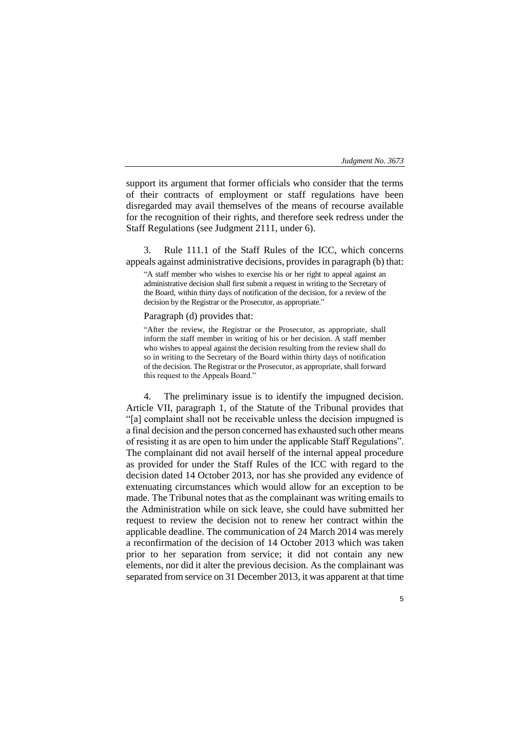support its argument that former officials who consider that the terms of their contracts of employment or staff regulations have been disregarded may avail themselves of the means of recourse available for the recognition of their rights, and therefore seek redress under the Staff Regulations (see Judgment 2111, under 6).

3. Rule 111.1 of the Staff Rules of the ICC, which concerns appeals against administrative decisions, provides in paragraph (b) that:

> "A staff member who wishes to exercise his or her right to appeal against an administrative decision shall first submit a request in writing to the Secretary of the Board, within thirty days of notification of the decision, for a review of the decision by the Registrar or the Prosecutor, as appropriate."

Paragraph (d) provides that:

> "After the review, the Registrar or the Prosecutor, as appropriate, shall inform the staff member in writing of his or her decision. A staff member who wishes to appeal against the decision resulting from the review shall do so in writing to the Secretary of the Board within thirty days of notification of the decision. The Registrar or the Prosecutor, as appropriate, shall forward this request to the Appeals Board."

4. The preliminary issue is to identify the impugned decision. Article VII, paragraph 1, of the Statute of the Tribunal provides that "[a] complaint shall not be receivable unless the decision impugned is a final decision and the person concerned has exhausted such other means of resisting it as are open to him under the applicable Staff Regulations". The complainant did not avail herself of the internal appeal procedure as provided for under the Staff Rules of the ICC with regard to the decision dated 14 October 2013, nor has she provided any evidence of extenuating circumstances which would allow for an exception to be made. The Tribunal notes that as the complainant was writing emails to the Administration while on sick leave, she could have submitted her request to review the decision not to renew her contract within the applicable deadline. The communication of 24 March 2014 was merely a reconfirmation of the decision of 14 October 2013 which was taken prior to her separation from service; it did not contain any new elements, nor did it alter the previous decision. As the complainant was separated from service on 31 December 2013, it was apparent at that time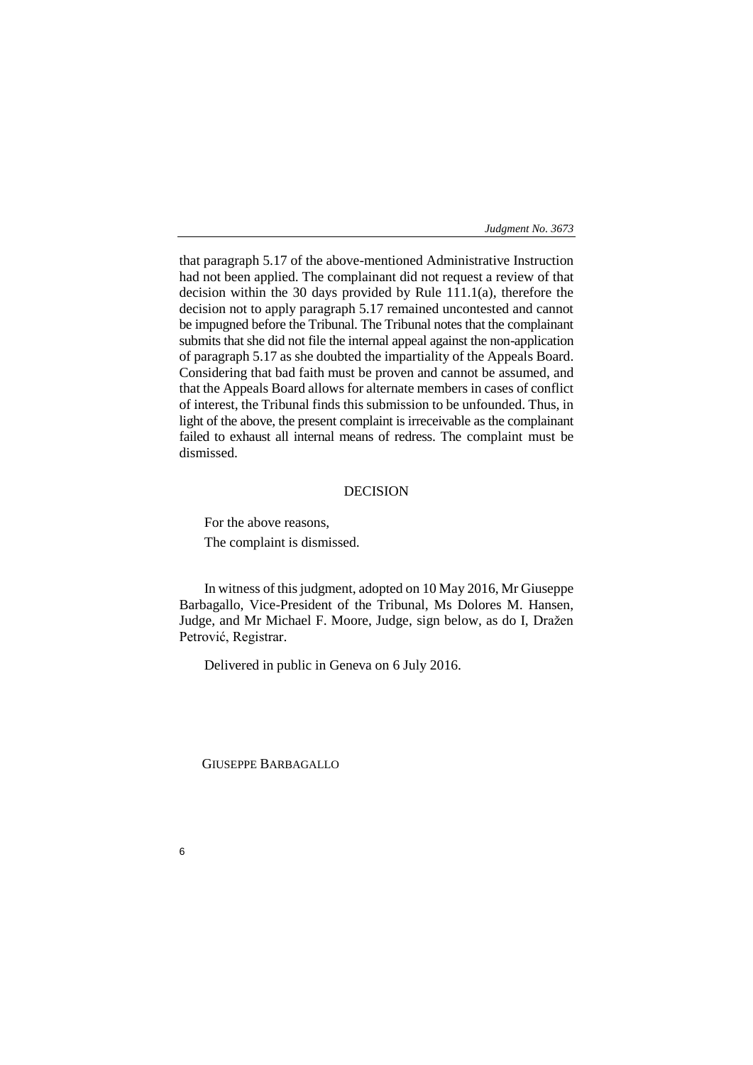that paragraph 5.17 of the above-mentioned Administrative Instruction had not been applied. The complainant did not request a review of that decision within the 30 days provided by Rule 111.1(a), therefore the decision not to apply paragraph 5.17 remained uncontested and cannot be impugned before the Tribunal. The Tribunal notes that the complainant submits that she did not file the internal appeal against the non-application of paragraph 5.17 as she doubted the impartiality of the Appeals Board. Considering that bad faith must be proven and cannot be assumed, and that the Appeals Board allows for alternate members in cases of conflict of interest, the Tribunal finds this submission to be unfounded. Thus, in light of the above, the present complaint is irreceivable as the complainant failed to exhaust all internal means of redress. The complaint must be dismissed.

## DECISION

For the above reasons,

The complaint is dismissed.

In witness of this judgment, adopted on 10 May 2016, Mr Giuseppe Barbagallo, Vice-President of the Tribunal, Ms Dolores M. Hansen, Judge, and Mr Michael F. Moore, Judge, sign below, as do I, Dražen Petrović, Registrar.

Delivered in public in Geneva on 6 July 2016.

GIUSEPPE BARBAGALLO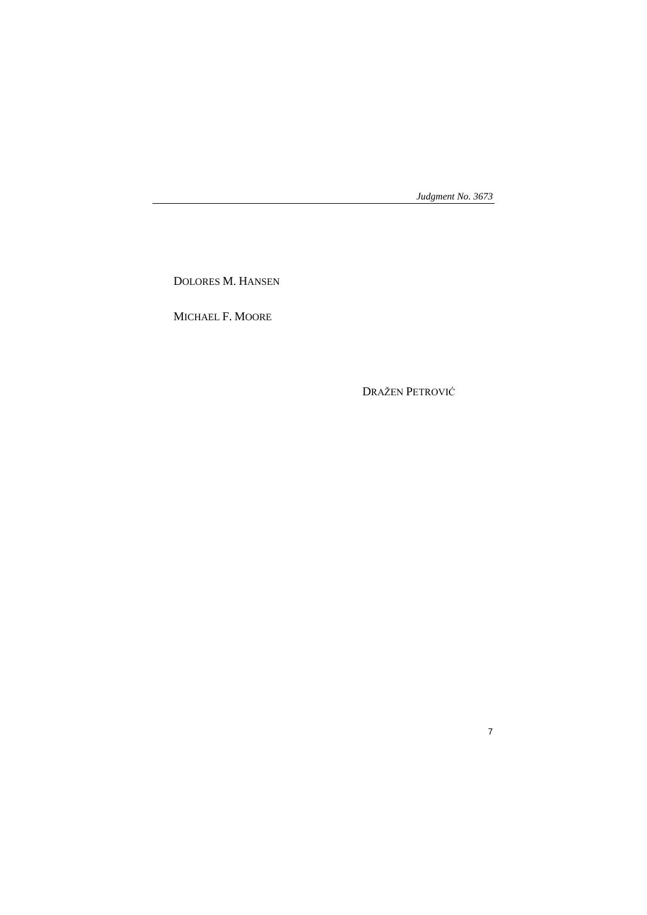DOLORES M. HANSEN

MICHAEL F. MOORE

DRAŽEN PETROVIĆ